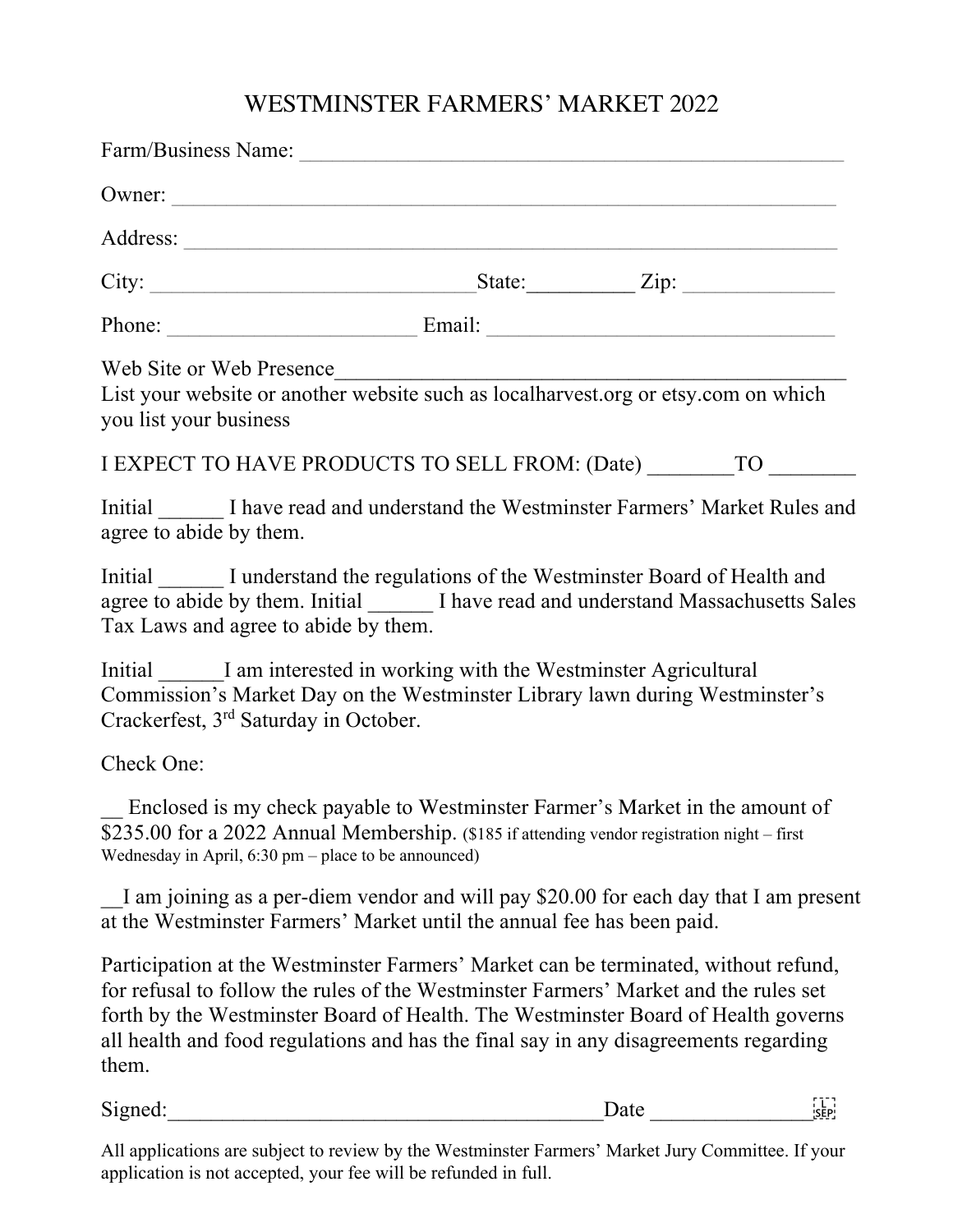# WESTMINSTER FARMERS' MARKET 2022

Farm/Business Name: ____________________________________________________

Owner: _____________________________________________________________

Address: ____________________________________________________________

City: _______________________________State:__________ Zip: ______________

Phone: _______________________ Email: _________________________________

Web Site or Web Presence_______________________________________________
List your website or another website such as localharvest.org or etsy.com on which you list your business

I EXPECT TO HAVE PRODUCTS TO SELL FROM: (Date) ________TO ________

Initial ______ I have read and understand the Westminster Farmers' Market Rules and agree to abide by them.

Initial ______ I understand the regulations of the Westminster Board of Health and agree to abide by them. Initial ______ I have read and understand Massachusetts Sales Tax Laws and agree to abide by them.

Initial ______I am interested in working with the Westminster Agricultural Commission's Market Day on the Westminster Library lawn during Westminster's Crackerfest, 3rd Saturday in October.

Check One:

__ Enclosed is my check payable to Westminster Farmer's Market in the amount of $235.00 for a 2022 Annual Membership. ($185 if attending vendor registration night – first Wednesday in April, 6:30 pm – place to be announced)

__I am joining as a per-diem vendor and will pay $20.00 for each day that I am present at the Westminster Farmers' Market until the annual fee has been paid.

Participation at the Westminster Farmers' Market can be terminated, without refund, for refusal to follow the rules of the Westminster Farmers' Market and the rules set forth by the Westminster Board of Health. The Westminster Board of Health governs all health and food regulations and has the final say in any disagreements regarding them.

Signed:________________________________________Date _______________

All applications are subject to review by the Westminster Farmers' Market Jury Committee. If your application is not accepted, your fee will be refunded in full.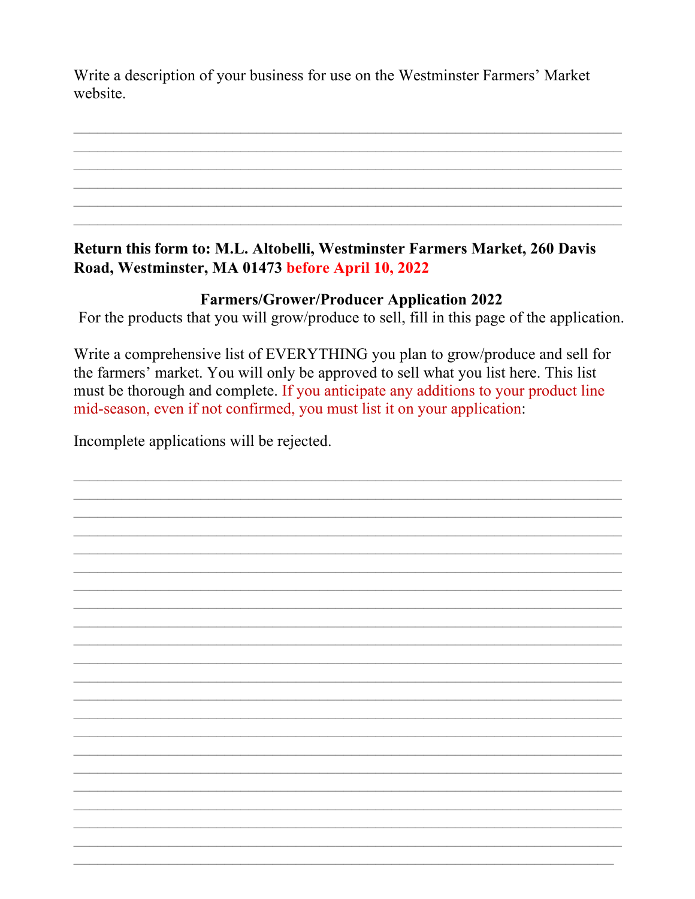Write a description of your business for use on the Westminster Farmers' Market website.

\_\_\_\_\_\_\_\_\_\_\_\_\_\_\_\_\_\_\_\_\_\_\_\_\_\_\_\_\_\_\_\_\_\_\_\_\_\_\_\_\_\_\_\_\_\_\_\_\_\_\_\_\_\_\_\_\_\_\_\_\_\_\_\_\_\_\_\_\_\_\_\_

\_\_\_\_\_\_\_\_\_\_\_\_\_\_\_\_\_\_\_\_\_\_\_\_\_\_\_\_\_\_\_\_\_\_\_\_\_\_\_\_\_\_\_\_\_\_\_\_\_\_\_\_\_\_\_\_\_\_\_\_\_\_\_\_\_\_\_\_\_\_\_\_

\_\_\_\_\_\_\_\_\_\_\_\_\_\_\_\_\_\_\_\_\_\_\_\_\_\_\_\_\_\_\_\_\_\_\_\_\_\_\_\_\_\_\_\_\_\_\_\_\_\_\_\_\_\_\_\_\_\_\_\_\_\_\_\_\_\_\_\_\_\_\_\_

\_\_\_\_\_\_\_\_\_\_\_\_\_\_\_\_\_\_\_\_\_\_\_\_\_\_\_\_\_\_\_\_\_\_\_\_\_\_\_\_\_\_\_\_\_\_\_\_\_\_\_\_\_\_\_\_\_\_\_\_\_\_\_\_\_\_\_\_\_\_\_\_

\_\_\_\_\_\_\_\_\_\_\_\_\_\_\_\_\_\_\_\_\_\_\_\_\_\_\_\_\_\_\_\_\_\_\_\_\_\_\_\_\_\_\_\_\_\_\_\_\_\_\_\_\_\_\_\_\_\_\_\_\_\_\_\_\_\_\_\_\_\_\_\_

\_\_\_\_\_\_\_\_\_\_\_\_\_\_\_\_\_\_\_\_\_\_\_\_\_\_\_\_\_\_\_\_\_\_\_\_\_\_\_\_\_\_\_\_\_\_\_\_\_\_\_\_\_\_\_\_\_\_\_\_\_\_\_\_\_\_\_\_\_\_\_\_

**Return this form to: M.L. Altobelli, Westminster Farmers Market, 260 Davis Road, Westminster, MA 01473 before April 10, 2022**

**Farmers/Grower/Producer Application 2022**

For the products that you will grow/produce to sell, fill in this page of the application.

Write a comprehensive list of EVERYTHING you plan to grow/produce and sell for the farmers' market. You will only be approved to sell what you list here. This list must be thorough and complete. If you anticipate any additions to your product line mid-season, even if not confirmed, you must list it on your application:

Incomplete applications will be rejected.

\_\_\_\_\_\_\_\_\_\_\_\_\_\_\_\_\_\_\_\_\_\_\_\_\_\_\_\_\_\_\_\_\_\_\_\_\_\_\_\_\_\_\_\_\_\_\_\_\_\_\_\_\_\_\_\_\_\_\_\_\_\_\_\_\_\_\_\_\_\_\_\_

\_\_\_\_\_\_\_\_\_\_\_\_\_\_\_\_\_\_\_\_\_\_\_\_\_\_\_\_\_\_\_\_\_\_\_\_\_\_\_\_\_\_\_\_\_\_\_\_\_\_\_\_\_\_\_\_\_\_\_\_\_\_\_\_\_\_\_\_\_\_\_\_

\_\_\_\_\_\_\_\_\_\_\_\_\_\_\_\_\_\_\_\_\_\_\_\_\_\_\_\_\_\_\_\_\_\_\_\_\_\_\_\_\_\_\_\_\_\_\_\_\_\_\_\_\_\_\_\_\_\_\_\_\_\_\_\_\_\_\_\_\_\_\_\_

\_\_\_\_\_\_\_\_\_\_\_\_\_\_\_\_\_\_\_\_\_\_\_\_\_\_\_\_\_\_\_\_\_\_\_\_\_\_\_\_\_\_\_\_\_\_\_\_\_\_\_\_\_\_\_\_\_\_\_\_\_\_\_\_\_\_\_\_\_\_\_\_

\_\_\_\_\_\_\_\_\_\_\_\_\_\_\_\_\_\_\_\_\_\_\_\_\_\_\_\_\_\_\_\_\_\_\_\_\_\_\_\_\_\_\_\_\_\_\_\_\_\_\_\_\_\_\_\_\_\_\_\_\_\_\_\_\_\_\_\_\_\_\_\_

\_\_\_\_\_\_\_\_\_\_\_\_\_\_\_\_\_\_\_\_\_\_\_\_\_\_\_\_\_\_\_\_\_\_\_\_\_\_\_\_\_\_\_\_\_\_\_\_\_\_\_\_\_\_\_\_\_\_\_\_\_\_\_\_\_\_\_\_\_\_\_\_

\_\_\_\_\_\_\_\_\_\_\_\_\_\_\_\_\_\_\_\_\_\_\_\_\_\_\_\_\_\_\_\_\_\_\_\_\_\_\_\_\_\_\_\_\_\_\_\_\_\_\_\_\_\_\_\_\_\_\_\_\_\_\_\_\_\_\_\_\_\_\_\_

\_\_\_\_\_\_\_\_\_\_\_\_\_\_\_\_\_\_\_\_\_\_\_\_\_\_\_\_\_\_\_\_\_\_\_\_\_\_\_\_\_\_\_\_\_\_\_\_\_\_\_\_\_\_\_\_\_\_\_\_\_\_\_\_\_\_\_\_\_\_\_\_

\_\_\_\_\_\_\_\_\_\_\_\_\_\_\_\_\_\_\_\_\_\_\_\_\_\_\_\_\_\_\_\_\_\_\_\_\_\_\_\_\_\_\_\_\_\_\_\_\_\_\_\_\_\_\_\_\_\_\_\_\_\_\_\_\_\_\_\_\_\_\_\_

\_\_\_\_\_\_\_\_\_\_\_\_\_\_\_\_\_\_\_\_\_\_\_\_\_\_\_\_\_\_\_\_\_\_\_\_\_\_\_\_\_\_\_\_\_\_\_\_\_\_\_\_\_\_\_\_\_\_\_\_\_\_\_\_\_\_\_\_\_\_\_\_

\_\_\_\_\_\_\_\_\_\_\_\_\_\_\_\_\_\_\_\_\_\_\_\_\_\_\_\_\_\_\_\_\_\_\_\_\_\_\_\_\_\_\_\_\_\_\_\_\_\_\_\_\_\_\_\_\_\_\_\_\_\_\_\_\_\_\_\_\_\_\_\_

\_\_\_\_\_\_\_\_\_\_\_\_\_\_\_\_\_\_\_\_\_\_\_\_\_\_\_\_\_\_\_\_\_\_\_\_\_\_\_\_\_\_\_\_\_\_\_\_\_\_\_\_\_\_\_\_\_\_\_\_\_\_\_\_\_\_\_\_\_\_\_\_

\_\_\_\_\_\_\_\_\_\_\_\_\_\_\_\_\_\_\_\_\_\_\_\_\_\_\_\_\_\_\_\_\_\_\_\_\_\_\_\_\_\_\_\_\_\_\_\_\_\_\_\_\_\_\_\_\_\_\_\_\_\_\_\_\_\_\_\_\_\_\_\_

\_\_\_\_\_\_\_\_\_\_\_\_\_\_\_\_\_\_\_\_\_\_\_\_\_\_\_\_\_\_\_\_\_\_\_\_\_\_\_\_\_\_\_\_\_\_\_\_\_\_\_\_\_\_\_\_\_\_\_\_\_\_\_\_\_\_\_\_\_\_\_\_

\_\_\_\_\_\_\_\_\_\_\_\_\_\_\_\_\_\_\_\_\_\_\_\_\_\_\_\_\_\_\_\_\_\_\_\_\_\_\_\_\_\_\_\_\_\_\_\_\_\_\_\_\_\_\_\_\_\_\_\_\_\_\_\_\_\_\_\_\_\_\_\_

\_\_\_\_\_\_\_\_\_\_\_\_\_\_\_\_\_\_\_\_\_\_\_\_\_\_\_\_\_\_\_\_\_\_\_\_\_\_\_\_\_\_\_\_\_\_\_\_\_\_\_\_\_\_\_\_\_\_\_\_\_\_\_\_\_\_\_\_\_\_\_\_

\_\_\_\_\_\_\_\_\_\_\_\_\_\_\_\_\_\_\_\_\_\_\_\_\_\_\_\_\_\_\_\_\_\_\_\_\_\_\_\_\_\_\_\_\_\_\_\_\_\_\_\_\_\_\_\_\_\_\_\_\_\_\_\_\_\_\_\_\_\_\_\_

\_\_\_\_\_\_\_\_\_\_\_\_\_\_\_\_\_\_\_\_\_\_\_\_\_\_\_\_\_\_\_\_\_\_\_\_\_\_\_\_\_\_\_\_\_\_\_\_\_\_\_\_\_\_\_\_\_\_\_\_\_\_\_\_\_\_\_\_\_\_\_\_

\_\_\_\_\_\_\_\_\_\_\_\_\_\_\_\_\_\_\_\_\_\_\_\_\_\_\_\_\_\_\_\_\_\_\_\_\_\_\_\_\_\_\_\_\_\_\_\_\_\_\_\_\_\_\_\_\_\_\_\_\_\_\_\_\_\_\_\_\_\_\_\_

\_\_\_\_\_\_\_\_\_\_\_\_\_\_\_\_\_\_\_\_\_\_\_\_\_\_\_\_\_\_\_\_\_\_\_\_\_\_\_\_\_\_\_\_\_\_\_\_\_\_\_\_\_\_\_\_\_\_\_\_\_\_\_\_\_\_\_\_\_\_\_\_

\_\_\_\_\_\_\_\_\_\_\_\_\_\_\_\_\_\_\_\_\_\_\_\_\_\_\_\_\_\_\_\_\_\_\_\_\_\_\_\_\_\_\_\_\_\_\_\_\_\_\_\_\_\_\_\_\_\_\_\_\_\_\_\_\_\_\_\_\_\_\_\_

\_\_\_\_\_\_\_\_\_\_\_\_\_\_\_\_\_\_\_\_\_\_\_\_\_\_\_\_\_\_\_\_\_\_\_\_\_\_\_\_\_\_\_\_\_\_\_\_\_\_\_\_\_\_\_\_\_\_\_\_\_\_\_\_\_\_\_\_\_\_\_\_

\_\_\_\_\_\_\_\_\_\_\_\_\_\_\_\_\_\_\_\_\_\_\_\_\_\_\_\_\_\_\_\_\_\_\_\_\_\_\_\_\_\_\_\_\_\_\_\_\_\_\_\_\_\_\_\_\_\_\_\_\_\_\_\_\_\_\_\_\_\_\_\_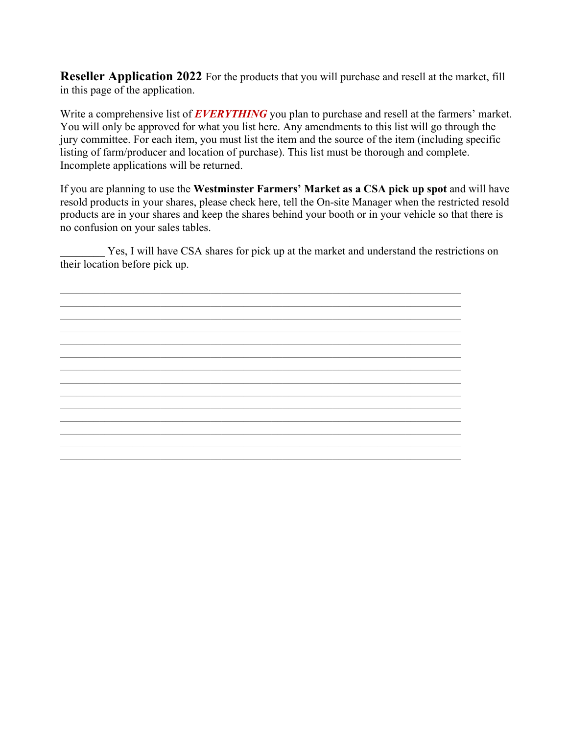**Reseller Application 2022** For the products that you will purchase and resell at the market, fill in this page of the application.

Write a comprehensive list of ***EVERYTHING*** you plan to purchase and resell at the farmers' market. You will only be approved for what you list here. Any amendments to this list will go through the jury committee. For each item, you must list the item and the source of the item (including specific listing of farm/producer and location of purchase). This list must be thorough and complete. Incomplete applications will be returned.

If you are planning to use the **Westminster Farmers' Market as a CSA pick up spot** and will have resold products in your shares, please check here, tell the On-site Manager when the restricted resold products are in your shares and keep the shares behind your booth or in your vehicle so that there is no confusion on your sales tables.

________ Yes, I will have CSA shares for pick up at the market and understand the restrictions on their location before pick up.

______________________________________________________________________________

______________________________________________________________________________

______________________________________________________________________________

______________________________________________________________________________

______________________________________________________________________________

______________________________________________________________________________

______________________________________________________________________________

______________________________________________________________________________

______________________________________________________________________________

______________________________________________________________________________

______________________________________________________________________________

______________________________________________________________________________

______________________________________________________________________________

______________________________________________________________________________